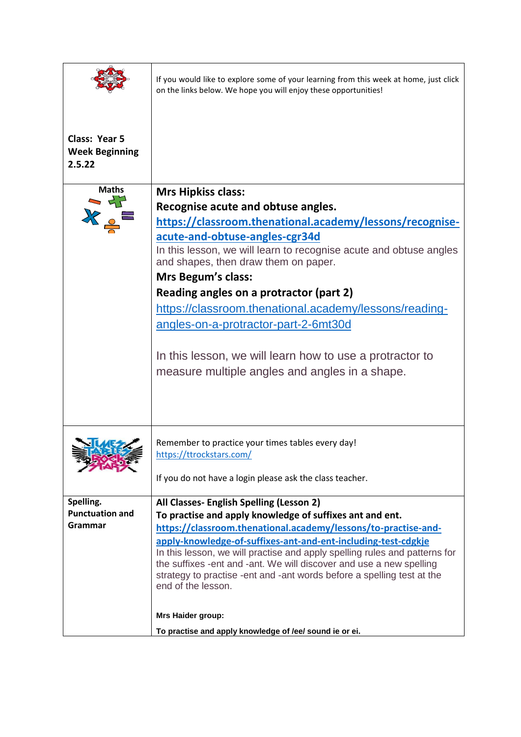| Class: Year 5<br>**Week Beginning 2.5.22** | If you would like to explore some of your learning from this week at home, just click on the links below. We hope you will enjoy these opportunities! |
| --- | --- |
| **Maths** | **Mrs Hipkiss class:**<br>**Recognise acute and obtuse angles.**<br>**https://classroom.thenational.academy/lessons/recognise-acute-and-obtuse-angles-cgr34d**<br>In this lesson, we will learn to recognise acute and obtuse angles and shapes, then draw them on paper.<br>**Mrs Begum's class:**<br>**Reading angles on a protractor (part 2)**<br>https://classroom.thenational.academy/lessons/reading-angles-on-a-protractor-part-2-6mt30d<br><br>In this lesson, we will learn how to use a protractor to measure multiple angles and angles in a shape. |
| | Remember to practice your times tables every day!<br>https://ttrockstars.com/<br><br>If you do not have a login please ask the class teacher. |
| **Spelling. Punctuation and Grammar** | **All Classes- English Spelling (Lesson 2)**<br>**To practise and apply knowledge of suffixes ant and ent.**<br>**https://classroom.thenational.academy/lessons/to-practise-and-apply-knowledge-of-suffixes-ant-and-ent-including-test-cdgkje**<br>In this lesson, we will practise and apply spelling rules and patterns for the suffixes -ent and -ant. We will discover and use a new spelling strategy to practise -ent and -ant words before a spelling test at the end of the lesson.<br><br>**Mrs Haider group:**<br>**To practise and apply knowledge of /ee/ sound ie or ei.** |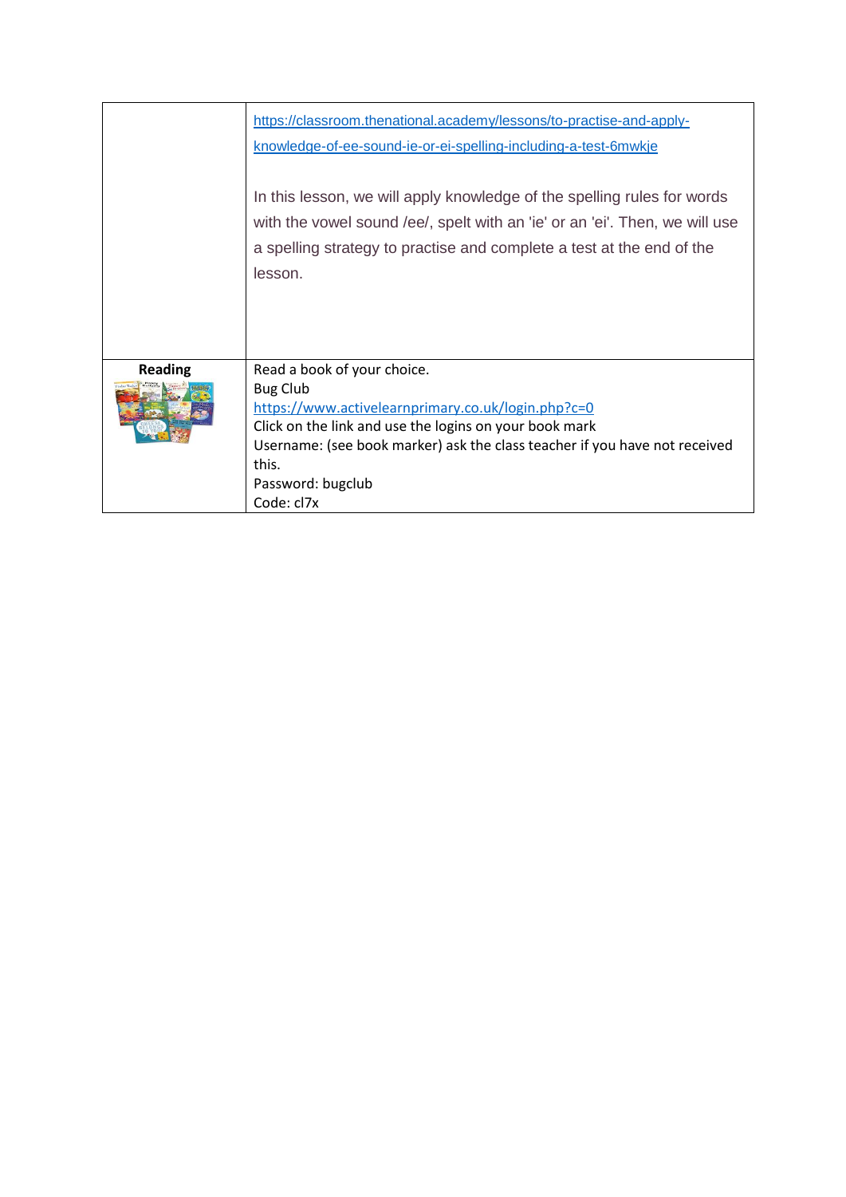| | |
|---|---|
| | https://classroom.thenational.academy/lessons/to-practise-and-apply-knowledge-of-ee-sound-ie-or-ei-spelling-including-a-test-6mwkje<br><br>In this lesson, we will apply knowledge of the spelling rules for words with the vowel sound /ee/, spelt with an 'ie' or an 'ei'. Then, we will use a spelling strategy to practise and complete a test at the end of the lesson. |
| **Reading** | Read a book of your choice.<br>Bug Club<br>https://www.activelearnprimary.co.uk/login.php?c=0<br>Click on the link and use the logins on your book mark<br>Username: (see book marker) ask the class teacher if you have not received this.<br>Password: bugclub<br>Code: cl7x |